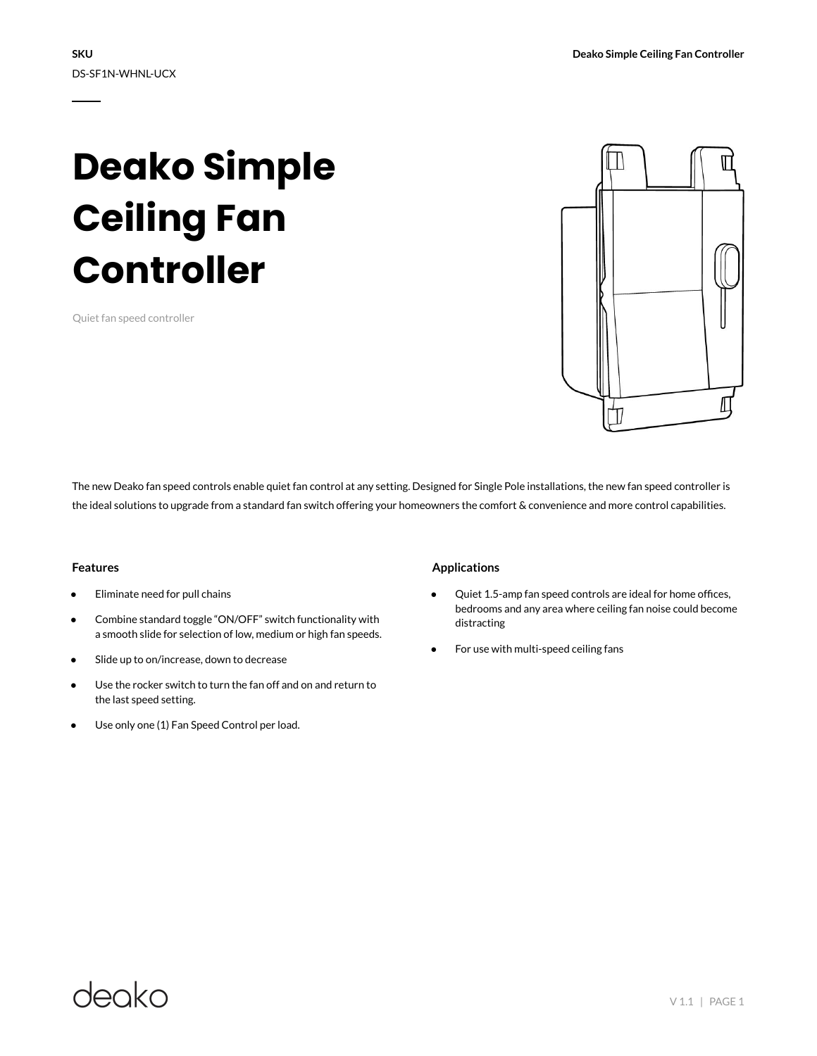**SKU**
DS-SF1N-WHNL-UCX

# Deako Simple Ceiling Fan Controller

Quiet fan speed controller

The new Deako fan speed controls enable quiet fan control at any setting. Designed for Single Pole installations, the new fan speed controller is the ideal solutions to upgrade from a standard fan switch offering your homeowners the comfort & convenience and more control capabilities.

### Features

- Eliminate need for pull chains
- Combine standard toggle "ON/OFF" switch functionality with a smooth slide for selection of low, medium or high fan speeds.
- Slide up to on/increase, down to decrease
- Use the rocker switch to turn the fan off and on and return to the last speed setting.
- Use only one (1) Fan Speed Control per load.

### Applications

- Quiet 1.5-amp fan speed controls are ideal for home offices, bedrooms and any area where ceiling fan noise could become distracting
- For use with multi-speed ceiling fans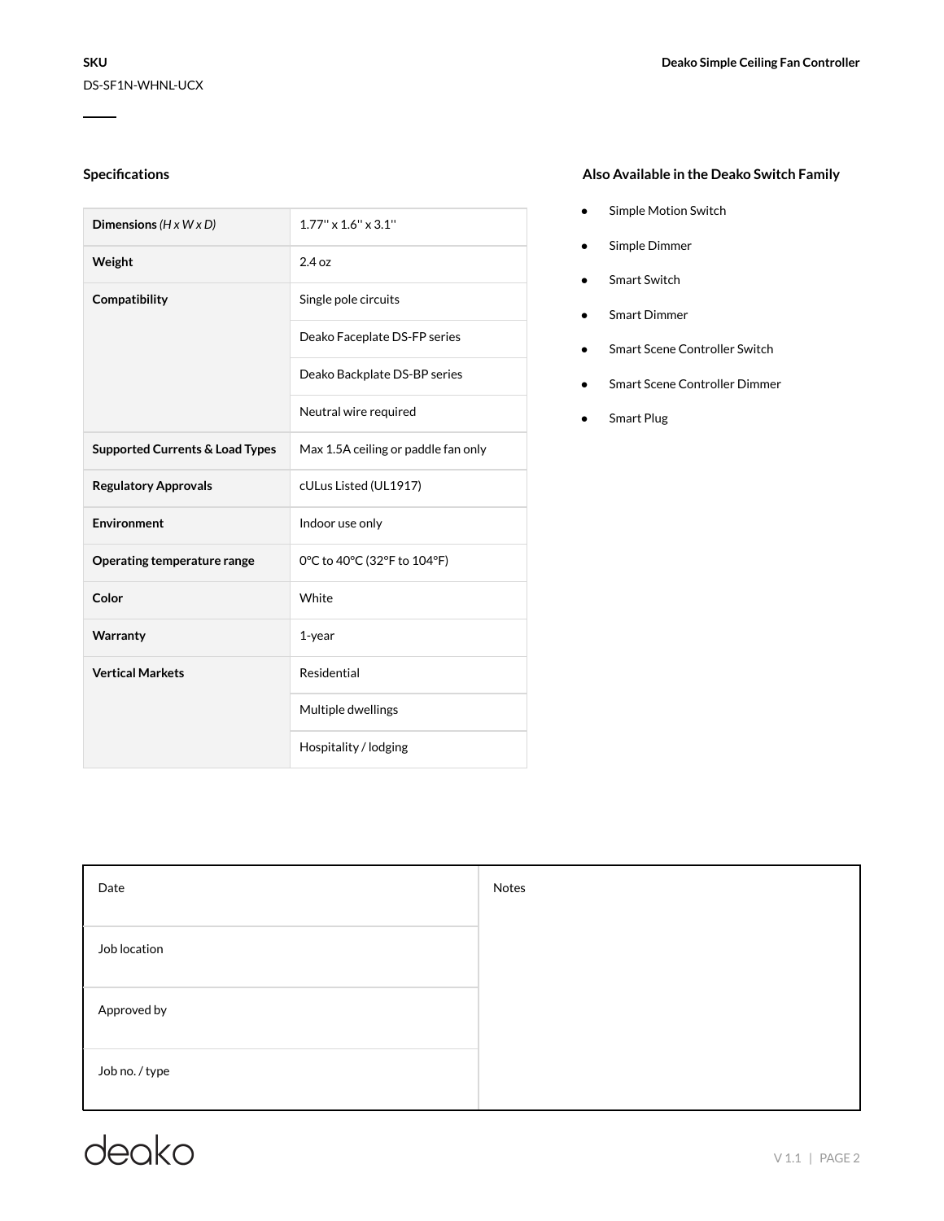**SKU**
DS-SF1N-WHNL-UCX

**Deako Simple Ceiling Fan Controller**

## Specifications

| | |
|---|---|
| **Dimensions** *(H x W x D)* | 1.77'' x 1.6'' x 3.1'' |
| **Weight** | 2.4 oz |
| **Compatibility** | Single pole circuits |
| | Deako Faceplate DS-FP series |
| | Deako Backplate DS-BP series |
| | Neutral wire required |
| **Supported Currents & Load Types** | Max 1.5A ceiling or paddle fan only |
| **Regulatory Approvals** | cULus Listed (UL1917) |
| **Environment** | Indoor use only |
| **Operating temperature range** | 0°C to 40°C (32°F to 104°F) |
| **Color** | White |
| **Warranty** | 1-year |
| **Vertical Markets** | Residential |
| | Multiple dwellings |
| | Hospitality / lodging |

## Also Available in the Deako Switch Family

- Simple Motion Switch
- Simple Dimmer
- Smart Switch
- Smart Dimmer
- Smart Scene Controller Switch
- Smart Scene Controller Dimmer
- Smart Plug

| | |
|---|---|
| Date | Notes |
| Job location | |
| Approved by | |
| Job no. / type | |

deako

V 1.1